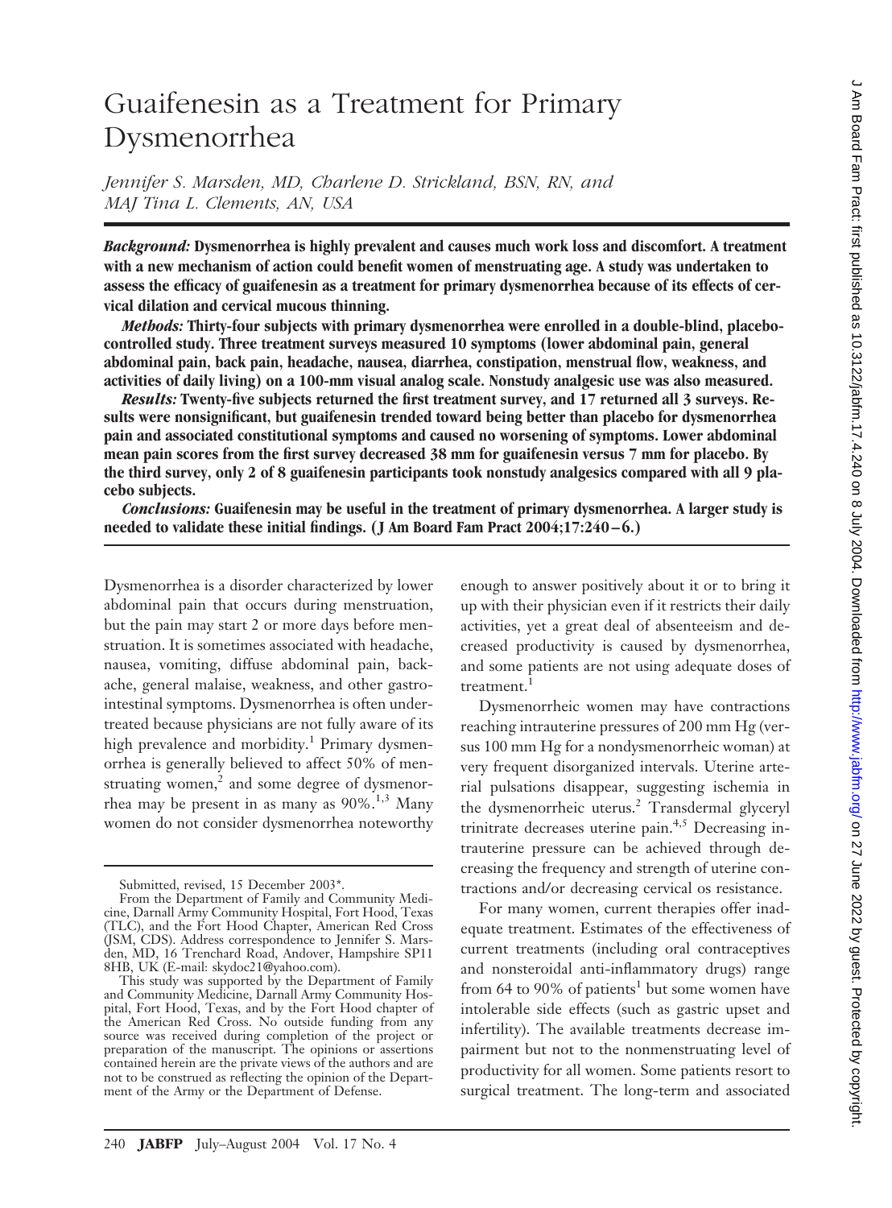# Guaifenesin as a Treatment for Primary Dysmenorrhea

*Jennifer S. Marsden, MD, Charlene D. Strickland, BSN, RN, and MAJ Tina L. Clements, AN, USA*

***Background:*** **Dysmenorrhea is highly prevalent and causes much work loss and discomfort. A treatment with a new mechanism of action could benefit women of menstruating age. A study was undertaken to assess the efficacy of guaifenesin as a treatment for primary dysmenorrhea because of its effects of cervical dilation and cervical mucous thinning.**

***Methods:*** **Thirty-four subjects with primary dysmenorrhea were enrolled in a double-blind, placebo-controlled study. Three treatment surveys measured 10 symptoms (lower abdominal pain, general abdominal pain, back pain, headache, nausea, diarrhea, constipation, menstrual flow, weakness, and activities of daily living) on a 100-mm visual analog scale. Nonstudy analgesic use was also measured.**

***Results:*** **Twenty-five subjects returned the first treatment survey, and 17 returned all 3 surveys. Results were nonsignificant, but guaifenesin trended toward being better than placebo for dysmenorrhea pain and associated constitutional symptoms and caused no worsening of symptoms. Lower abdominal mean pain scores from the first survey decreased 38 mm for guaifenesin versus 7 mm for placebo. By the third survey, only 2 of 8 guaifenesin participants took nonstudy analgesics compared with all 9 placebo subjects.**

***Conclusions:*** **Guaifenesin may be useful in the treatment of primary dysmenorrhea. A larger study is needed to validate these initial findings. (J Am Board Fam Pract 2004;17:240–6.)**

Dysmenorrhea is a disorder characterized by lower abdominal pain that occurs during menstruation, but the pain may start 2 or more days before menstruation. It is sometimes associated with headache, nausea, vomiting, diffuse abdominal pain, backache, general malaise, weakness, and other gastrointestinal symptoms. Dysmenorrhea is often undertreated because physicians are not fully aware of its high prevalence and morbidity.[1] Primary dysmenorrhea is generally believed to affect 50% of menstruating women,[2] and some degree of dysmenorrhea may be present in as many as 90%.[1,3] Many women do not consider dysmenorrhea noteworthy enough to answer positively about it or to bring it up with their physician even if it restricts their daily activities, yet a great deal of absenteeism and decreased productivity is caused by dysmenorrhea, and some patients are not using adequate doses of treatment.[1]

Dysmenorrheic women may have contractions reaching intrauterine pressures of 200 mm Hg (versus 100 mm Hg for a nondysmenorrheic woman) at very frequent disorganized intervals. Uterine arterial pulsations disappear, suggesting ischemia in the dysmenorrheic uterus.[2] Transdermal glyceryl trinitrate decreases uterine pain.[4,5] Decreasing intrauterine pressure can be achieved through decreasing the frequency and strength of uterine contractions and/or decreasing cervical os resistance.

For many women, current therapies offer inadequate treatment. Estimates of the effectiveness of current treatments (including oral contraceptives and nonsteroidal anti-inflammatory drugs) range from 64 to 90% of patients[1] but some women have intolerable side effects (such as gastric upset and infertility). The available treatments decrease impairment but not to the nonmenstruating level of productivity for all women. Some patients resort to surgical treatment. The long-term and associated

Submitted, revised, 15 December 2003*.

From the Department of Family and Community Medicine, Darnall Army Community Hospital, Fort Hood, Texas (TLC), and the Fort Hood Chapter, American Red Cross (JSM, CDS). Address correspondence to Jennifer S. Marsden, MD, 16 Trenchard Road, Andover, Hampshire SP11 8HB, UK (E-mail: skydoc21@yahoo.com).

This study was supported by the Department of Family and Community Medicine, Darnall Army Community Hospital, Fort Hood, Texas, and by the Fort Hood chapter of the American Red Cross. No outside funding from any source was received during completion of the project or preparation of the manuscript. The opinions or assertions contained herein are the private views of the authors and are not to be construed as reflecting the opinion of the Department of the Army or the Department of Defense.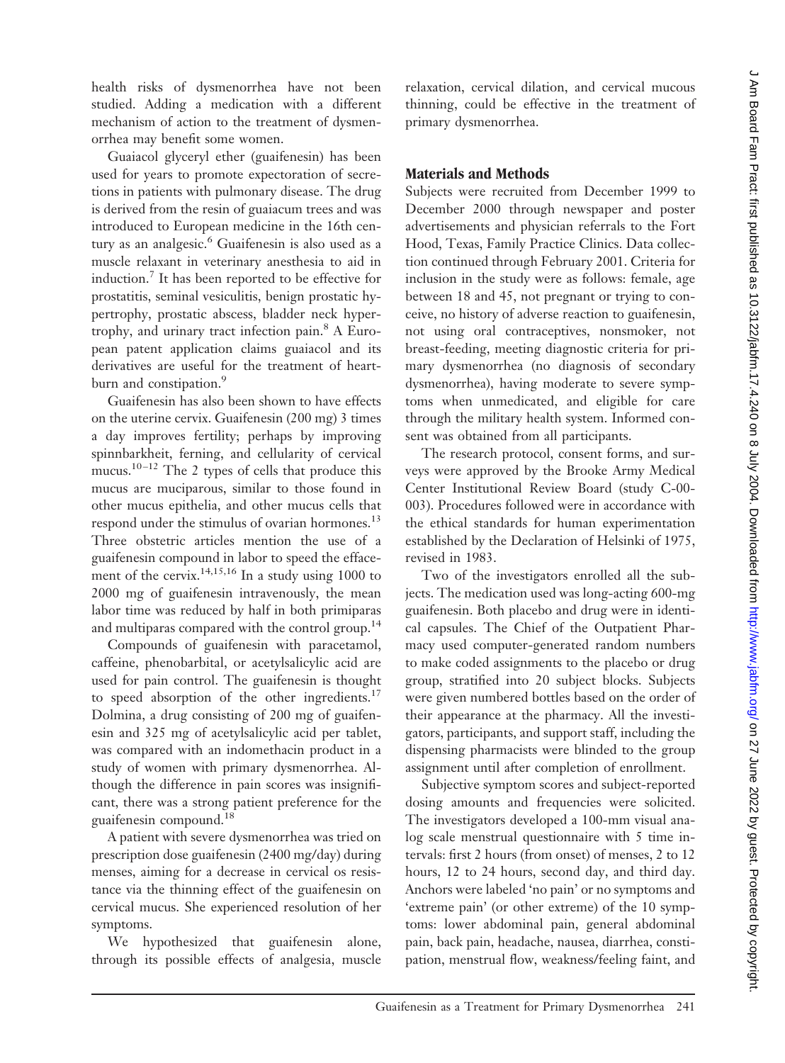health risks of dysmenorrhea have not been studied. Adding a medication with a different mechanism of action to the treatment of dysmenorrhea may benefit some women.

Guaiacol glyceryl ether (guaifenesin) has been used for years to promote expectoration of secretions in patients with pulmonary disease. The drug is derived from the resin of guaiacum trees and was introduced to European medicine in the 16th century as an analgesic.[6] Guaifenesin is also used as a muscle relaxant in veterinary anesthesia to aid in induction.[7] It has been reported to be effective for prostatitis, seminal vesiculitis, benign prostatic hypertrophy, prostatic abscess, bladder neck hypertrophy, and urinary tract infection pain.[8] A European patent application claims guaiacol and its derivatives are useful for the treatment of heartburn and constipation.[9]

Guaifenesin has also been shown to have effects on the uterine cervix. Guaifenesin (200 mg) 3 times a day improves fertility; perhaps by improving spinnbarkheit, ferning, and cellularity of cervical mucus.[10–12] The 2 types of cells that produce this mucus are muciparous, similar to those found in other mucus epithelia, and other mucus cells that respond under the stimulus of ovarian hormones.[13] Three obstetric articles mention the use of a guaifenesin compound in labor to speed the effacement of the cervix.[14,15,16] In a study using 1000 to 2000 mg of guaifenesin intravenously, the mean labor time was reduced by half in both primiparas and multiparas compared with the control group.[14]

Compounds of guaifenesin with paracetamol, caffeine, phenobarbital, or acetylsalicylic acid are used for pain control. The guaifenesin is thought to speed absorption of the other ingredients.[17] Dolmina, a drug consisting of 200 mg of guaifenesin and 325 mg of acetylsalicylic acid per tablet, was compared with an indomethacin product in a study of women with primary dysmenorrhea. Although the difference in pain scores was insignificant, there was a strong patient preference for the guaifenesin compound.[18]

A patient with severe dysmenorrhea was tried on prescription dose guaifenesin (2400 mg/day) during menses, aiming for a decrease in cervical os resistance via the thinning effect of the guaifenesin on cervical mucus. She experienced resolution of her symptoms.

We hypothesized that guaifenesin alone, through its possible effects of analgesia, muscle relaxation, cervical dilation, and cervical mucous thinning, could be effective in the treatment of primary dysmenorrhea.

## Materials and Methods

Subjects were recruited from December 1999 to December 2000 through newspaper and poster advertisements and physician referrals to the Fort Hood, Texas, Family Practice Clinics. Data collection continued through February 2001. Criteria for inclusion in the study were as follows: female, age between 18 and 45, not pregnant or trying to conceive, no history of adverse reaction to guaifenesin, not using oral contraceptives, nonsmoker, not breast-feeding, meeting diagnostic criteria for primary dysmenorrhea (no diagnosis of secondary dysmenorrhea), having moderate to severe symptoms when unmedicated, and eligible for care through the military health system. Informed consent was obtained from all participants.

The research protocol, consent forms, and surveys were approved by the Brooke Army Medical Center Institutional Review Board (study C-00-003). Procedures followed were in accordance with the ethical standards for human experimentation established by the Declaration of Helsinki of 1975, revised in 1983.

Two of the investigators enrolled all the subjects. The medication used was long-acting 600-mg guaifenesin. Both placebo and drug were in identical capsules. The Chief of the Outpatient Pharmacy used computer-generated random numbers to make coded assignments to the placebo or drug group, stratified into 20 subject blocks. Subjects were given numbered bottles based on the order of their appearance at the pharmacy. All the investigators, participants, and support staff, including the dispensing pharmacists were blinded to the group assignment until after completion of enrollment.

Subjective symptom scores and subject-reported dosing amounts and frequencies were solicited. The investigators developed a 100-mm visual analog scale menstrual questionnaire with 5 time intervals: first 2 hours (from onset) of menses, 2 to 12 hours, 12 to 24 hours, second day, and third day. Anchors were labeled 'no pain' or no symptoms and 'extreme pain' (or other extreme) of the 10 symptoms: lower abdominal pain, general abdominal pain, back pain, headache, nausea, diarrhea, constipation, menstrual flow, weakness/feeling faint, and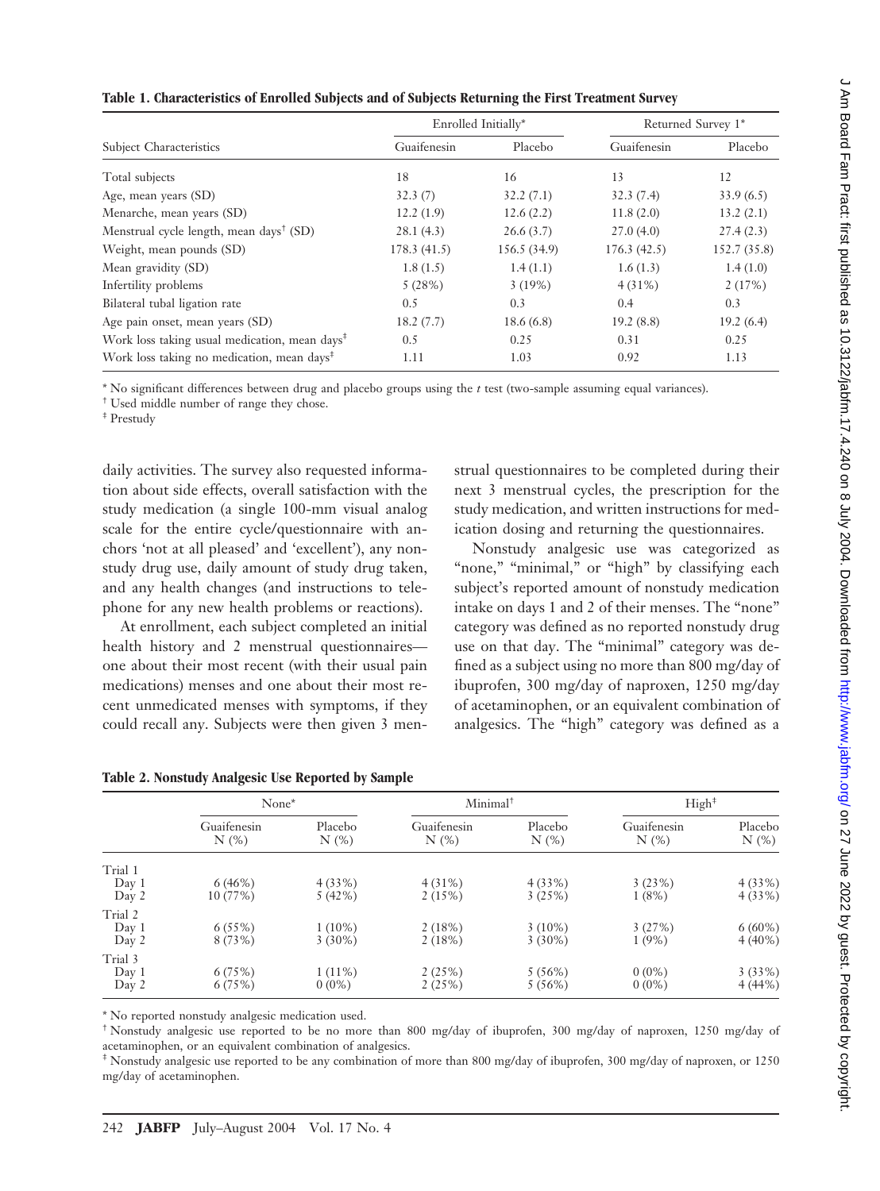**Table 1. Characteristics of Enrolled Subjects and of Subjects Returning the First Treatment Survey**

| Subject Characteristics | Enrolled Initially* | | Returned Survey 1* | |
|---|---|---|---|---|
| | Guaifenesin | Placebo | Guaifenesin | Placebo |
| Total subjects | 18 | 16 | 13 | 12 |
| Age, mean years (SD) | 32.3 (7) | 32.2 (7.1) | 32.3 (7.4) | 33.9 (6.5) |
| Menarche, mean years (SD) | 12.2 (1.9) | 12.6 (2.2) | 11.8 (2.0) | 13.2 (2.1) |
| Menstrual cycle length, mean days† (SD) | 28.1 (4.3) | 26.6 (3.7) | 27.0 (4.0) | 27.4 (2.3) |
| Weight, mean pounds (SD) | 178.3 (41.5) | 156.5 (34.9) | 176.3 (42.5) | 152.7 (35.8) |
| Mean gravidity (SD) | 1.8 (1.5) | 1.4 (1.1) | 1.6 (1.3) | 1.4 (1.0) |
| Infertility problems | 5 (28%) | 3 (19%) | 4 (31%) | 2 (17%) |
| Bilateral tubal ligation rate | 0.5 | 0.3 | 0.4 | 0.3 |
| Age pain onset, mean years (SD) | 18.2 (7.7) | 18.6 (6.8) | 19.2 (8.8) | 19.2 (6.4) |
| Work loss taking usual medication, mean days‡ | 0.5 | 0.25 | 0.31 | 0.25 |
| Work loss taking no medication, mean days‡ | 1.11 | 1.03 | 0.92 | 1.13 |

\* No significant differences between drug and placebo groups using the *t* test (two-sample assuming equal variances).
† Used middle number of range they chose.
‡ Prestudy

daily activities. The survey also requested information about side effects, overall satisfaction with the study medication (a single 100-mm visual analog scale for the entire cycle/questionnaire with anchors 'not at all pleased' and 'excellent'), any nonstudy drug use, daily amount of study drug taken, and any health changes (and instructions to telephone for any new health problems or reactions).

At enrollment, each subject completed an initial health history and 2 menstrual questionnaires—one about their most recent (with their usual pain medications) menses and one about their most recent unmedicated menses with symptoms, if they could recall any. Subjects were then given 3 menstrual questionnaires to be completed during their next 3 menstrual cycles, the prescription for the study medication, and written instructions for medication dosing and returning the questionnaires.

Nonstudy analgesic use was categorized as "none," "minimal," or "high" by classifying each subject's reported amount of nonstudy medication intake on days 1 and 2 of their menses. The "none" category was defined as no reported nonstudy drug use on that day. The "minimal" category was defined as a subject using no more than 800 mg/day of ibuprofen, 300 mg/day of naproxen, 1250 mg/day of acetaminophen, or an equivalent combination of analgesics. The "high" category was defined as a

**Table 2. Nonstudy Analgesic Use Reported by Sample**

| | None* | | Minimal† | | High‡ | |
|---|---|---|---|---|---|---|
| | Guaifenesin N (%) | Placebo N (%) | Guaifenesin N (%) | Placebo N (%) | Guaifenesin N (%) | Placebo N (%) |
| Trial 1 | | | | | | |
| Day 1 | 6 (46%) | 4 (33%) | 4 (31%) | 4 (33%) | 3 (23%) | 4 (33%) |
| Day 2 | 10 (77%) | 5 (42%) | 2 (15%) | 3 (25%) | 1 (8%) | 4 (33%) |
| Trial 2 | | | | | | |
| Day 1 | 6 (55%) | 1 (10%) | 2 (18%) | 3 (10%) | 3 (27%) | 6 (60%) |
| Day 2 | 8 (73%) | 3 (30%) | 2 (18%) | 3 (30%) | 1 (9%) | 4 (40%) |
| Trial 3 | | | | | | |
| Day 1 | 6 (75%) | 1 (11%) | 2 (25%) | 5 (56%) | 0 (0%) | 3 (33%) |
| Day 2 | 6 (75%) | 0 (0%) | 2 (25%) | 5 (56%) | 0 (0%) | 4 (44%) |

\* No reported nonstudy analgesic medication used.
† Nonstudy analgesic use reported to be no more than 800 mg/day of ibuprofen, 300 mg/day of naproxen, 1250 mg/day of acetaminophen, or an equivalent combination of analgesics.
‡ Nonstudy analgesic use reported to be any combination of more than 800 mg/day of ibuprofen, 300 mg/day of naproxen, or 1250 mg/day of acetaminophen.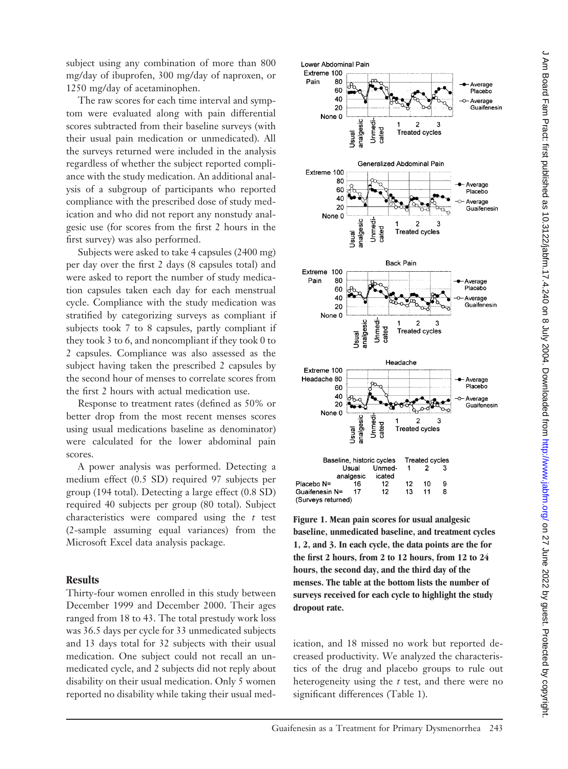subject using any combination of more than 800 mg/day of ibuprofen, 300 mg/day of naproxen, or 1250 mg/day of acetaminophen.

The raw scores for each time interval and symptom were evaluated along with pain differential scores subtracted from their baseline surveys (with their usual pain medication or unmedicated). All the surveys returned were included in the analysis regardless of whether the subject reported compliance with the study medication. An additional analysis of a subgroup of participants who reported compliance with the prescribed dose of study medication and who did not report any nonstudy analgesic use (for scores from the first 2 hours in the first survey) was also performed.

Subjects were asked to take 4 capsules (2400 mg) per day over the first 2 days (8 capsules total) and were asked to report the number of study medication capsules taken each day for each menstrual cycle. Compliance with the study medication was stratified by categorizing surveys as compliant if subjects took 7 to 8 capsules, partly compliant if they took 3 to 6, and noncompliant if they took 0 to 2 capsules. Compliance was also assessed as the subject having taken the prescribed 2 capsules by the second hour of menses to correlate scores from the first 2 hours with actual medication use.

Response to treatment rates (defined as 50% or better drop from the most recent menses scores using usual medications baseline as denominator) were calculated for the lower abdominal pain scores.

A power analysis was performed. Detecting a medium effect (0.5 SD) required 97 subjects per group (194 total). Detecting a large effect (0.8 SD) required 40 subjects per group (80 total). Subject characteristics were compared using the *t* test (2-sample assuming equal variances) from the Microsoft Excel data analysis package.

## Results

Thirty-four women enrolled in this study between December 1999 and December 2000. Their ages ranged from 18 to 43. The total prestudy work loss was 36.5 days per cycle for 33 unmedicated subjects and 13 days total for 32 subjects with their usual medication. One subject could not recall an unmedicated cycle, and 2 subjects did not reply about disability on their usual medication. Only 5 women reported no disability while taking their usual medication, and 18 missed no work but reported decreased productivity. We analyzed the characteristics of the drug and placebo groups to rule out heterogeneity using the *t* test, and there were no significant differences (Table 1).

| | Baseline, historic cycles | | Treated cycles | | |
|---|---|---|---|---|---|
| | Usual analgesic | Unmedicated | 1 | 2 | 3 |
| Placebo N= | 16 | 12 | 12 | 10 | 9 |
| Guaifenesin N= | 17 | 12 | 13 | 11 | 8 |
| (Surveys returned) | | | | | |

**Figure 1. Mean pain scores for usual analgesic baseline, unmedicated baseline, and treatment cycles 1, 2, and 3. In each cycle, the data points are the for the first 2 hours, from 2 to 12 hours, from 12 to 24 hours, the second day, and the third day of the menses. The table at the bottom lists the number of surveys received for each cycle to highlight the study dropout rate.**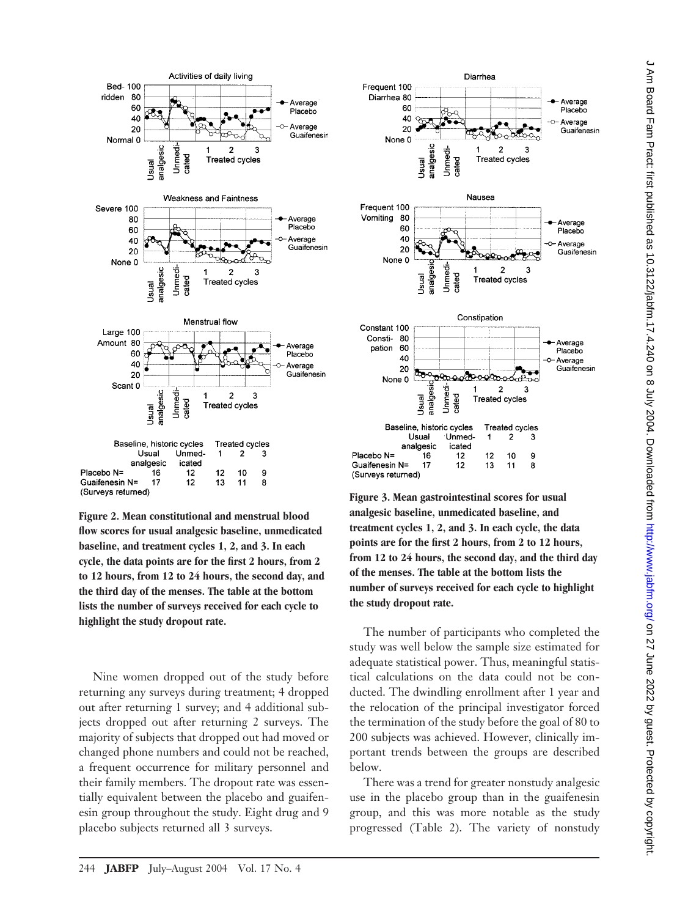| Baseline, historic cycles | Usual analgesic | Unmedicated | Treated cycles 1 | 2 | 3 |
|---|---|---|---|---|---|
| Placebo N= | 16 | 12 | 12 | 10 | 9 |
| Guaifenesin N= | 17 | 12 | 13 | 11 | 8 |
| (Surveys returned) | | | | | |

**Figure 2. Mean constitutional and menstrual blood flow scores for usual analgesic baseline, unmedicated baseline, and treatment cycles 1, 2, and 3. In each cycle, the data points are for the first 2 hours, from 2 to 12 hours, from 12 to 24 hours, the second day, and the third day of the menses. The table at the bottom lists the number of surveys received for each cycle to highlight the study dropout rate.**

| Baseline, historic cycles | Usual analgesic | Unmedicated | Treated cycles 1 | 2 | 3 |
|---|---|---|---|---|---|
| Placebo N= | 16 | 12 | 12 | 10 | 9 |
| Guaifenesin N= | 17 | 12 | 13 | 11 | 8 |
| (Surveys returned) | | | | | |

**Figure 3. Mean gastrointestinal scores for usual analgesic baseline, unmedicated baseline, and treatment cycles 1, 2, and 3. In each cycle, the data points are for the first 2 hours, from 2 to 12 hours, from 12 to 24 hours, the second day, and the third day of the menses. The table at the bottom lists the number of surveys received for each cycle to highlight the study dropout rate.**

Nine women dropped out of the study before returning any surveys during treatment; 4 dropped out after returning 1 survey; and 4 additional subjects dropped out after returning 2 surveys. The majority of subjects that dropped out had moved or changed phone numbers and could not be reached, a frequent occurrence for military personnel and their family members. The dropout rate was essentially equivalent between the placebo and guaifenesin group throughout the study. Eight drug and 9 placebo subjects returned all 3 surveys.

The number of participants who completed the study was well below the sample size estimated for adequate statistical power. Thus, meaningful statistical calculations on the data could not be conducted. The dwindling enrollment after 1 year and the relocation of the principal investigator forced the termination of the study before the goal of 80 to 200 subjects was achieved. However, clinically important trends between the groups are described below.

There was a trend for greater nonstudy analgesic use in the placebo group than in the guaifenesin group, and this was more notable as the study progressed (Table 2). The variety of nonstudy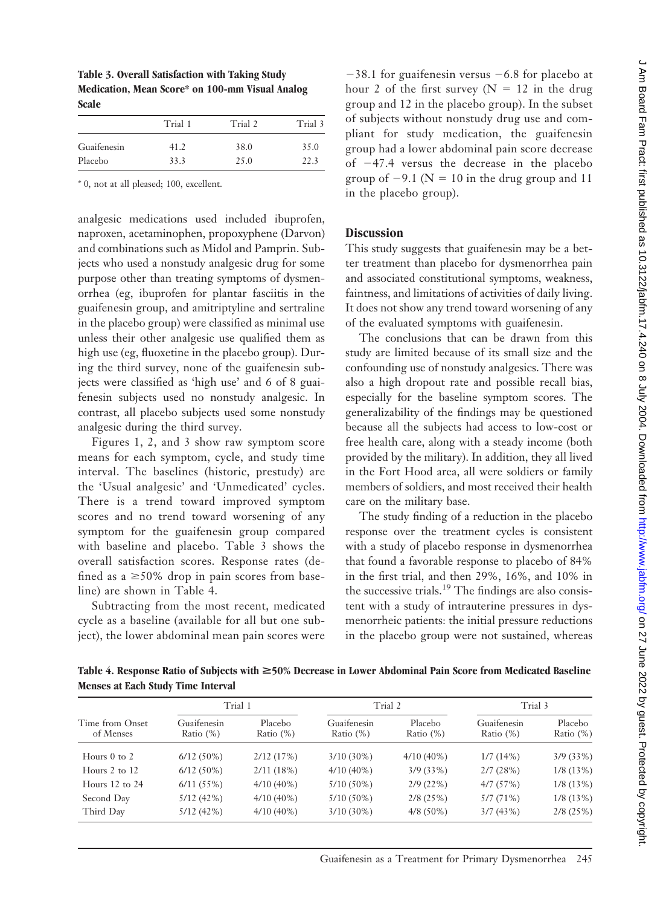**Table 3. Overall Satisfaction with Taking Study Medication, Mean Score* on 100-mm Visual Analog Scale**

| | Trial 1 | Trial 2 | Trial 3 |
|---|---|---|---|
| Guaifenesin | 41.2 | 38.0 | 35.0 |
| Placebo | 33.3 | 25.0 | 22.3 |

* 0, not at all pleased; 100, excellent.

analgesic medications used included ibuprofen, naproxen, acetaminophen, propoxyphene (Darvon) and combinations such as Midol and Pamprin. Subjects who used a nonstudy analgesic drug for some purpose other than treating symptoms of dysmenorrhea (eg, ibuprofen for plantar fasciitis in the guaifenesin group, and amitriptyline and sertraline in the placebo group) were classified as minimal use unless their other analgesic use qualified them as high use (eg, fluoxetine in the placebo group). During the third survey, none of the guaifenesin subjects were classified as 'high use' and 6 of 8 guaifenesin subjects used no nonstudy analgesic. In contrast, all placebo subjects used some nonstudy analgesic during the third survey.

Figures 1, 2, and 3 show raw symptom score means for each symptom, cycle, and study time interval. The baselines (historic, prestudy) are the 'Usual analgesic' and 'Unmedicated' cycles. There is a trend toward improved symptom scores and no trend toward worsening of any symptom for the guaifenesin group compared with baseline and placebo. Table 3 shows the overall satisfaction scores. Response rates (defined as a ≥50% drop in pain scores from baseline) are shown in Table 4.

Subtracting from the most recent, medicated cycle as a baseline (available for all but one subject), the lower abdominal mean pain scores were −38.1 for guaifenesin versus −6.8 for placebo at hour 2 of the first survey (N = 12 in the drug group and 12 in the placebo group). In the subset of subjects without nonstudy drug use and compliant for study medication, the guaifenesin group had a lower abdominal pain score decrease of −47.4 versus the decrease in the placebo group of −9.1 (N = 10 in the drug group and 11 in the placebo group).

## Discussion

This study suggests that guaifenesin may be a better treatment than placebo for dysmenorrhea pain and associated constitutional symptoms, weakness, faintness, and limitations of activities of daily living. It does not show any trend toward worsening of any of the evaluated symptoms with guaifenesin.

The conclusions that can be drawn from this study are limited because of its small size and the confounding use of nonstudy analgesics. There was also a high dropout rate and possible recall bias, especially for the baseline symptom scores. The generalizability of the findings may be questioned because all the subjects had access to low-cost or free health care, along with a steady income (both provided by the military). In addition, they all lived in the Fort Hood area, all were soldiers or family members of soldiers, and most received their health care on the military base.

The study finding of a reduction in the placebo response over the treatment cycles is consistent with a study of placebo response in dysmenorrhea that found a favorable response to placebo of 84% in the first trial, and then 29%, 16%, and 10% in the successive trials.[19] The findings are also consistent with a study of intrauterine pressures in dysmenorrheic patients: the initial pressure reductions in the placebo group were not sustained, whereas

**Table 4. Response Ratio of Subjects with ≥50% Decrease in Lower Abdominal Pain Score from Medicated Baseline Menses at Each Study Time Interval**

| Time from Onset of Menses | Trial 1 | | Trial 2 | | Trial 3 | |
|---|---|---|---|---|---|---|
| | Guaifenesin Ratio (%) | Placebo Ratio (%) | Guaifenesin Ratio (%) | Placebo Ratio (%) | Guaifenesin Ratio (%) | Placebo Ratio (%) |
| Hours 0 to 2 | 6/12 (50%) | 2/12 (17%) | 3/10 (30%) | 4/10 (40%) | 1/7 (14%) | 3/9 (33%) |
| Hours 2 to 12 | 6/12 (50%) | 2/11 (18%) | 4/10 (40%) | 3/9 (33%) | 2/7 (28%) | 1/8 (13%) |
| Hours 12 to 24 | 6/11 (55%) | 4/10 (40%) | 5/10 (50%) | 2/9 (22%) | 4/7 (57%) | 1/8 (13%) |
| Second Day | 5/12 (42%) | 4/10 (40%) | 5/10 (50%) | 2/8 (25%) | 5/7 (71%) | 1/8 (13%) |
| Third Day | 5/12 (42%) | 4/10 (40%) | 3/10 (30%) | 4/8 (50%) | 3/7 (43%) | 2/8 (25%) |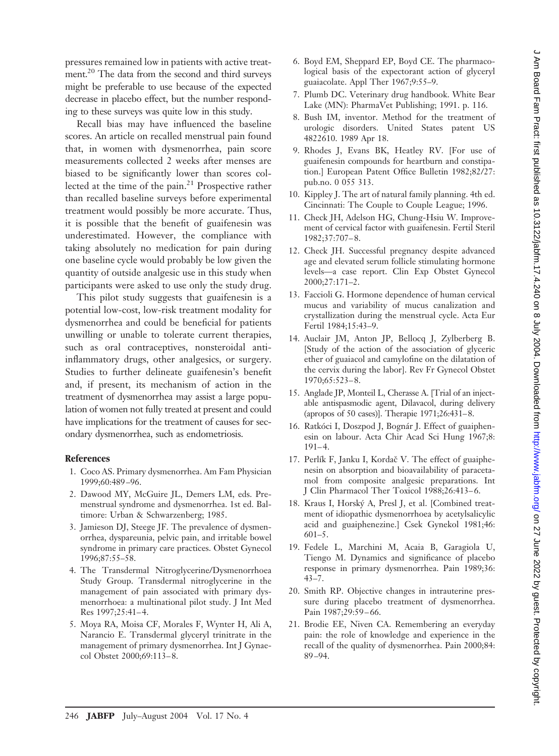pressures remained low in patients with active treatment.[20] The data from the second and third surveys might be preferable to use because of the expected decrease in placebo effect, but the number responding to these surveys was quite low in this study.

Recall bias may have influenced the baseline scores. An article on recalled menstrual pain found that, in women with dysmenorrhea, pain score measurements collected 2 weeks after menses are biased to be significantly lower than scores collected at the time of the pain.[21] Prospective rather than recalled baseline surveys before experimental treatment would possibly be more accurate. Thus, it is possible that the benefit of guaifenesin was underestimated. However, the compliance with taking absolutely no medication for pain during one baseline cycle would probably be low given the quantity of outside analgesic use in this study when participants were asked to use only the study drug.

This pilot study suggests that guaifenesin is a potential low-cost, low-risk treatment modality for dysmenorrhea and could be beneficial for patients unwilling or unable to tolerate current therapies, such as oral contraceptives, nonsteroidal anti-inflammatory drugs, other analgesics, or surgery. Studies to further delineate guaifenesin's benefit and, if present, its mechanism of action in the treatment of dysmenorrhea may assist a large population of women not fully treated at present and could have implications for the treatment of causes for secondary dysmenorrhea, such as endometriosis.

## References

1. Coco AS. Primary dysmenorrhea. Am Fam Physician 1999;60:489–96.
2. Dawood MY, McGuire JL, Demers LM, eds. Premenstrual syndrome and dysmenorrhea. 1st ed. Baltimore: Urban & Schwarzenberg; 1985.
3. Jamieson DJ, Steege JF. The prevalence of dysmenorrhea, dyspareunia, pelvic pain, and irritable bowel syndrome in primary care practices. Obstet Gynecol 1996;87:55–58.
4. The Transdermal Nitroglycerine/Dysmenorrhoea Study Group. Transdermal nitroglycerine in the management of pain associated with primary dysmenorrhoea: a multinational pilot study. J Int Med Res 1997;25:41–4.
5. Moya RA, Moisa CF, Morales F, Wynter H, Ali A, Narancio E. Transdermal glyceryl trinitrate in the management of primary dysmenorrhea. Int J Gynaecol Obstet 2000;69:113–8.
6. Boyd EM, Sheppard EP, Boyd CE. The pharmacological basis of the expectorant action of glyceryl guaiacolate. Appl Ther 1967;9:55–9.
7. Plumb DC. Veterinary drug handbook. White Bear Lake (MN): PharmaVet Publishing; 1991. p. 116.
8. Bush IM, inventor. Method for the treatment of urologic disorders. United States patent US 4822610. 1989 Apr 18.
9. Rhodes J, Evans BK, Heatley RV. [For use of guaifenesin compounds for heartburn and constipation.] European Patent Office Bulletin 1982;82/27: pub.no. 0 055 313.
10. Kippley J. The art of natural family planning. 4th ed. Cincinnati: The Couple to Couple League; 1996.
11. Check JH, Adelson HG, Chung-Hsiu W. Improvement of cervical factor with guaifenesin. Fertil Steril 1982;37:707–8.
12. Check JH. Successful pregnancy despite advanced age and elevated serum follicle stimulating hormone levels—a case report. Clin Exp Obstet Gynecol 2000;27:171–2.
13. Faccioli G. Hormone dependence of human cervical mucus and variability of mucus canalization and crystallization during the menstrual cycle. Acta Eur Fertil 1984;15:43–9.
14. Auclair JM, Anton JP, Bellocq J, Zylberberg B. [Study of the action of the association of glyceric ether of guaiacol and camylofine on the dilatation of the cervix during the labor]. Rev Fr Gynecol Obstet 1970;65:523–8.
15. Anglade JP, Monteil L, Cherasse A. [Trial of an injectable antispasmodic agent, Dilavacol, during delivery (apropos of 50 cases)]. Therapie 1971;26:431–8.
16. Ratkóci I, Doszpod J, Bognár J. Effect of guaiphenesin on labour. Acta Chir Acad Sci Hung 1967;8: 191–4.
17. Perlík F, Janku I, Kordač V. The effect of guaiphenesin on absorption and bioavailability of paracetamol from composite analgesic preparations. Int J Clin Pharmacol Ther Toxicol 1988;26:413–6.
18. Kraus I, Horský A, Presl J, et al. [Combined treatment of idiopathic dysmenorrhoea by acetylsalicylic acid and guaiphenezine.] Csek Gynekol 1981;46: 601–5.
19. Fedele L, Marchini M, Acaia B, Garagiola U, Tiengo M. Dynamics and significance of placebo response in primary dysmenorrhea. Pain 1989;36: 43–7.
20. Smith RP. Objective changes in intrauterine pressure during placebo treatment of dysmenorrhea. Pain 1987;29:59–66.
21. Brodie EE, Niven CA. Remembering an everyday pain: the role of knowledge and experience in the recall of the quality of dysmenorrhea. Pain 2000;84: 89–94.